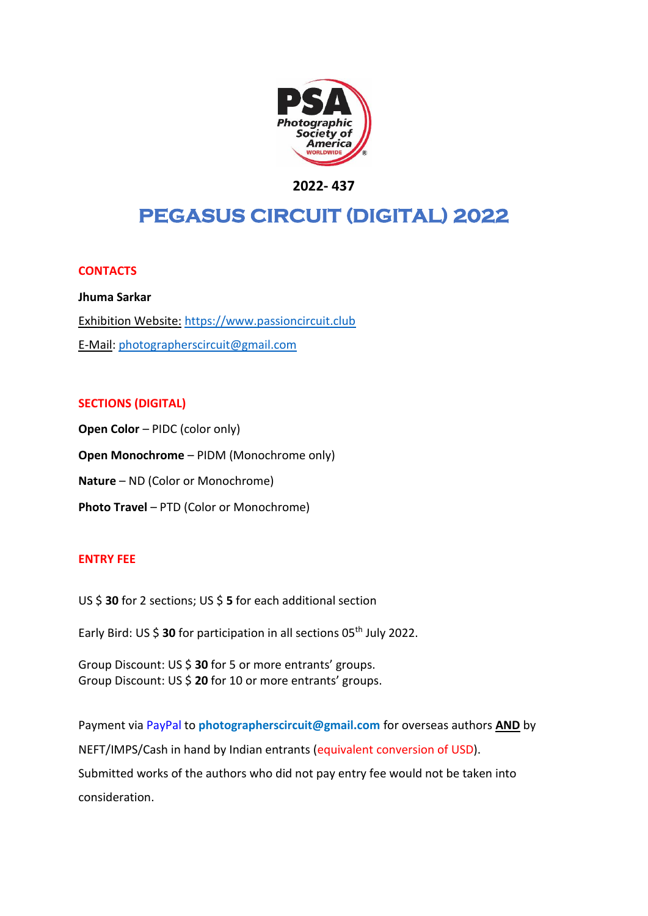**2022- 437**

# PEGASUS CIRCUIT (DIGITAL) 2022

## CONTACTS

**Jhuma Sarkar**

Exhibition Website: https://www.passioncircuit.club

E-Mail: photographerscircuit@gmail.com

## SECTIONS (DIGITAL)

**Open Color** – PIDC (color only)

**Open Monochrome** – PIDM (Monochrome only)

**Nature** – ND (Color or Monochrome)

**Photo Travel** – PTD (Color or Monochrome)

## ENTRY FEE

US $ **30** for 2 sections; US $ **5** for each additional section

Early Bird: US $ **30** for participation in all sections 05th July 2022.

Group Discount: US $ **30** for 5 or more entrants' groups.
Group Discount: US $ **20** for 10 or more entrants' groups.

Payment via PayPal to **photographerscircuit@gmail.com** for overseas authors **AND** by NEFT/IMPS/Cash in hand by Indian entrants (equivalent conversion of USD). Submitted works of the authors who did not pay entry fee would not be taken into consideration.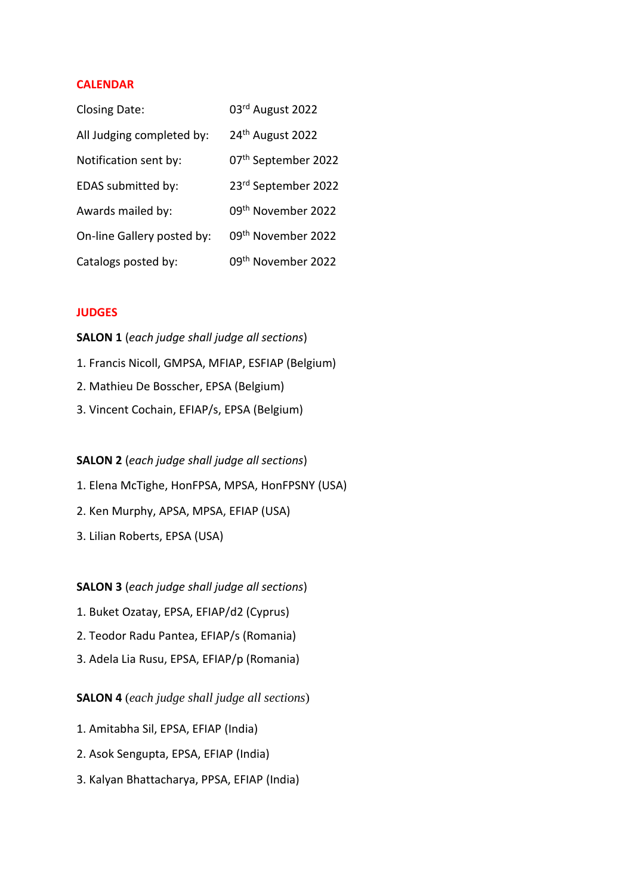## CALENDAR

| | |
|---|---|
| Closing Date: | 03rd August 2022 |
| All Judging completed by: | 24th August 2022 |
| Notification sent by: | 07th September 2022 |
| EDAS submitted by: | 23rd September 2022 |
| Awards mailed by: | 09th November 2022 |
| On-line Gallery posted by: | 09th November 2022 |
| Catalogs posted by: | 09th November 2022 |

## JUDGES

**SALON 1** (*each judge shall judge all sections*)

1. Francis Nicoll, GMPSA, MFIAP, ESFIAP (Belgium)
2. Mathieu De Bosscher, EPSA (Belgium)
3. Vincent Cochain, EFIAP/s, EPSA (Belgium)

**SALON 2** (*each judge shall judge all sections*)

1. Elena McTighe, HonFPSA, MPSA, HonFPSNY (USA)
2. Ken Murphy, APSA, MPSA, EFIAP (USA)
3. Lilian Roberts, EPSA (USA)

**SALON 3** (*each judge shall judge all sections*)

1. Buket Ozatay, EPSA, EFIAP/d2 (Cyprus)
2. Teodor Radu Pantea, EFIAP/s (Romania)
3. Adela Lia Rusu, EPSA, EFIAP/p (Romania)

**SALON 4** (*each judge shall judge all sections*)

1. Amitabha Sil, EPSA, EFIAP (India)
2. Asok Sengupta, EPSA, EFIAP (India)
3. Kalyan Bhattacharya, PPSA, EFIAP (India)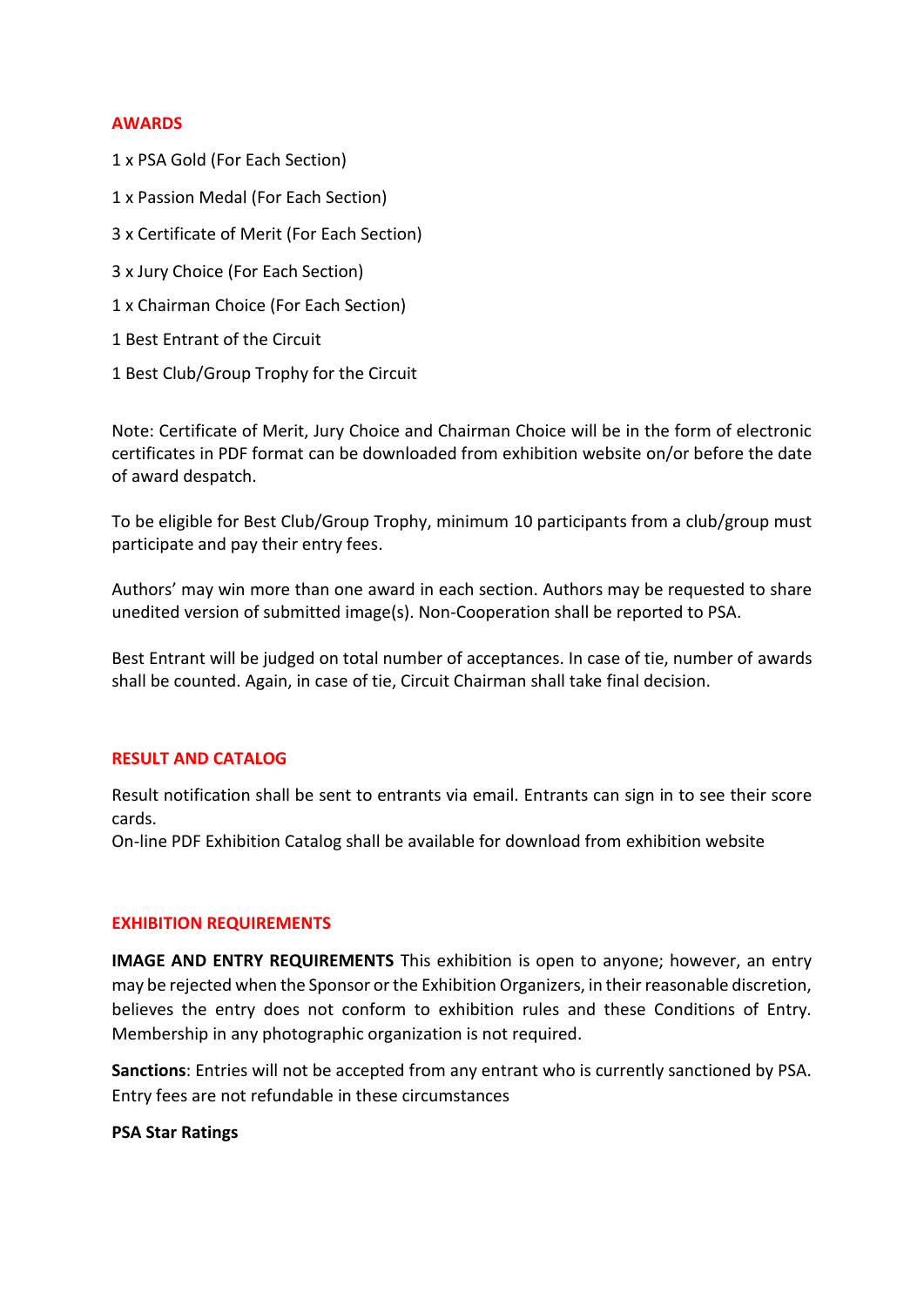## AWARDS

1 x PSA Gold (For Each Section)

1 x Passion Medal (For Each Section)

3 x Certificate of Merit (For Each Section)

3 x Jury Choice (For Each Section)

1 x Chairman Choice (For Each Section)

1 Best Entrant of the Circuit

1 Best Club/Group Trophy for the Circuit

Note: Certificate of Merit, Jury Choice and Chairman Choice will be in the form of electronic certificates in PDF format can be downloaded from exhibition website on/or before the date of award despatch.

To be eligible for Best Club/Group Trophy, minimum 10 participants from a club/group must participate and pay their entry fees.

Authors' may win more than one award in each section. Authors may be requested to share unedited version of submitted image(s). Non-Cooperation shall be reported to PSA.

Best Entrant will be judged on total number of acceptances. In case of tie, number of awards shall be counted. Again, in case of tie, Circuit Chairman shall take final decision.

## RESULT AND CATALOG

Result notification shall be sent to entrants via email. Entrants can sign in to see their score cards.
On-line PDF Exhibition Catalog shall be available for download from exhibition website

## EXHIBITION REQUIREMENTS

**IMAGE AND ENTRY REQUIREMENTS** This exhibition is open to anyone; however, an entry may be rejected when the Sponsor or the Exhibition Organizers, in their reasonable discretion, believes the entry does not conform to exhibition rules and these Conditions of Entry. Membership in any photographic organization is not required.

**Sanctions**: Entries will not be accepted from any entrant who is currently sanctioned by PSA. Entry fees are not refundable in these circumstances

**PSA Star Ratings**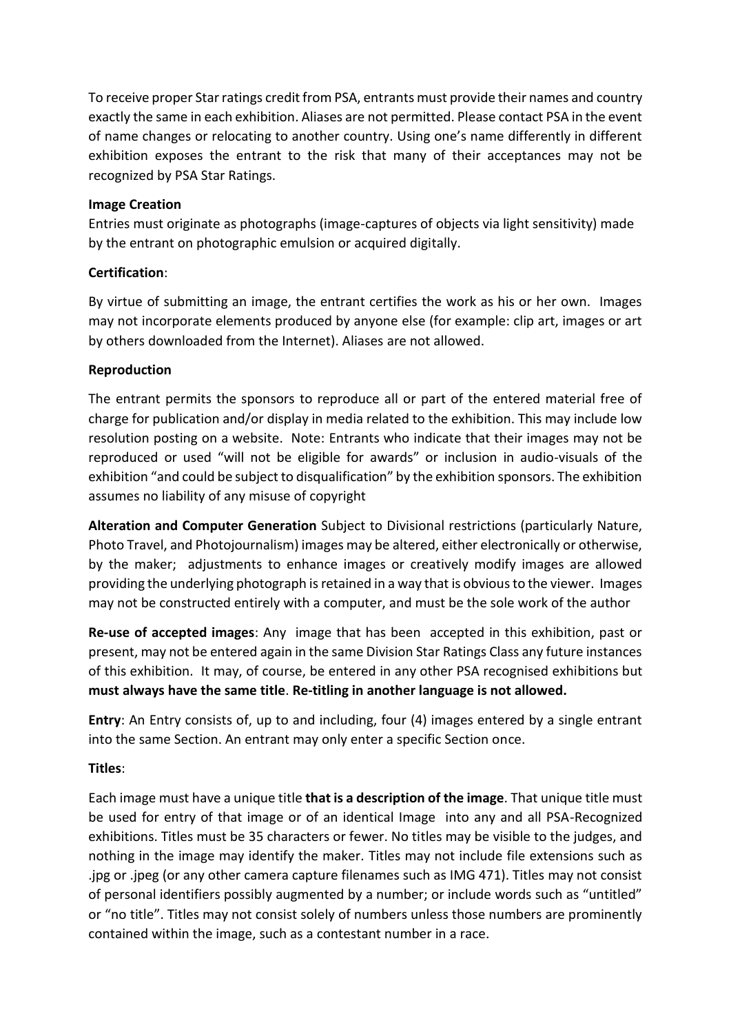To receive proper Star ratings credit from PSA, entrants must provide their names and country exactly the same in each exhibition. Aliases are not permitted. Please contact PSA in the event of name changes or relocating to another country. Using one's name differently in different exhibition exposes the entrant to the risk that many of their acceptances may not be recognized by PSA Star Ratings.

**Image Creation**

Entries must originate as photographs (image-captures of objects via light sensitivity) made by the entrant on photographic emulsion or acquired digitally.

**Certification**:

By virtue of submitting an image, the entrant certifies the work as his or her own. Images may not incorporate elements produced by anyone else (for example: clip art, images or art by others downloaded from the Internet). Aliases are not allowed.

**Reproduction**

The entrant permits the sponsors to reproduce all or part of the entered material free of charge for publication and/or display in media related to the exhibition. This may include low resolution posting on a website. Note: Entrants who indicate that their images may not be reproduced or used "will not be eligible for awards" or inclusion in audio-visuals of the exhibition "and could be subject to disqualification" by the exhibition sponsors. The exhibition assumes no liability of any misuse of copyright

**Alteration and Computer Generation** Subject to Divisional restrictions (particularly Nature, Photo Travel, and Photojournalism) images may be altered, either electronically or otherwise, by the maker; adjustments to enhance images or creatively modify images are allowed providing the underlying photograph is retained in a way that is obvious to the viewer. Images may not be constructed entirely with a computer, and must be the sole work of the author

**Re-use of accepted images**: Any image that has been accepted in this exhibition, past or present, may not be entered again in the same Division Star Ratings Class any future instances of this exhibition. It may, of course, be entered in any other PSA recognised exhibitions but **must always have the same title**. **Re-titling in another language is not allowed.**

**Entry**: An Entry consists of, up to and including, four (4) images entered by a single entrant into the same Section. An entrant may only enter a specific Section once.

**Titles**:

Each image must have a unique title **that is a description of the image**. That unique title must be used for entry of that image or of an identical Image into any and all PSA-Recognized exhibitions. Titles must be 35 characters or fewer. No titles may be visible to the judges, and nothing in the image may identify the maker. Titles may not include file extensions such as .jpg or .jpeg (or any other camera capture filenames such as IMG 471). Titles may not consist of personal identifiers possibly augmented by a number; or include words such as "untitled" or "no title". Titles may not consist solely of numbers unless those numbers are prominently contained within the image, such as a contestant number in a race.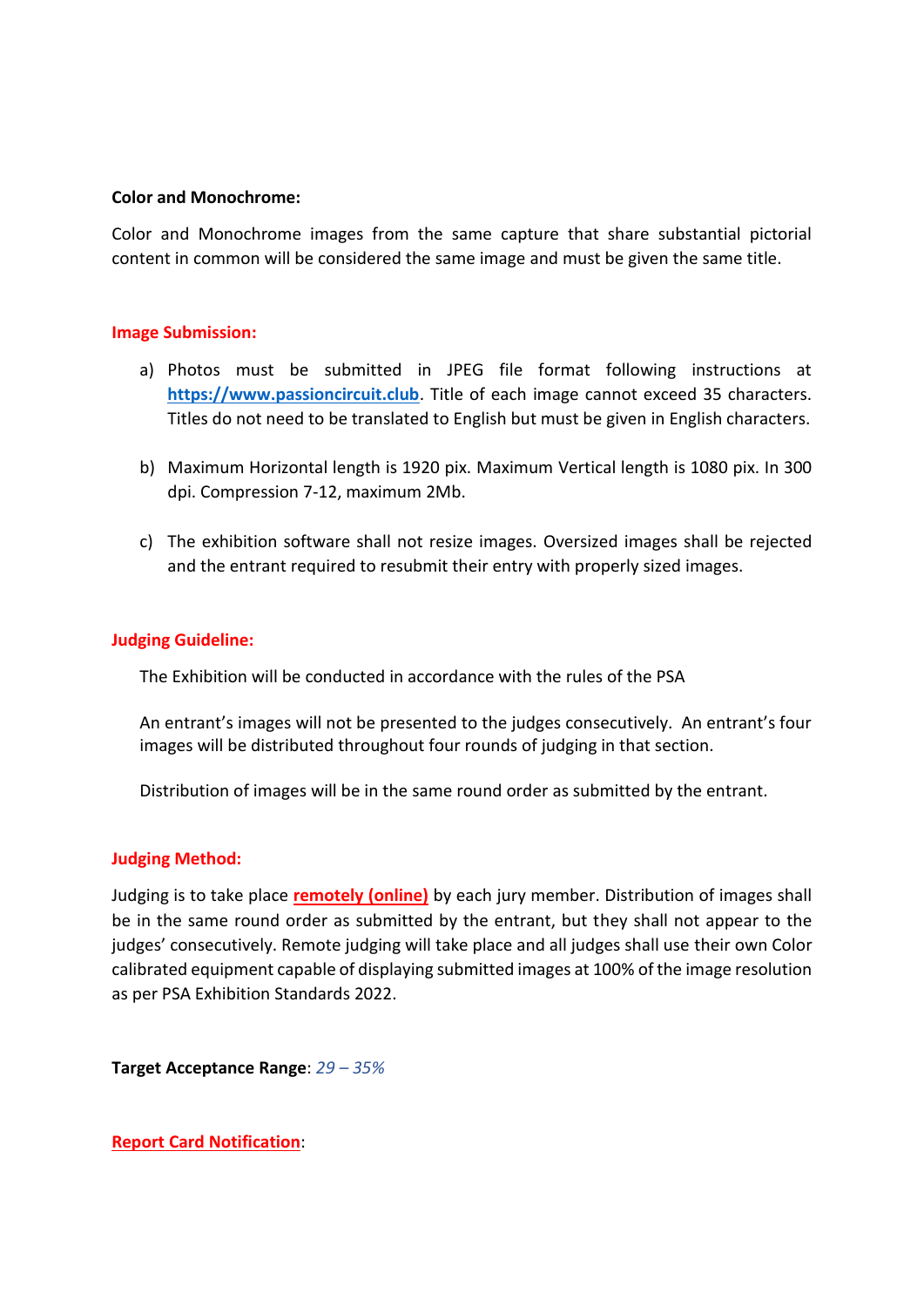**Color and Monochrome:**

Color and Monochrome images from the same capture that share substantial pictorial content in common will be considered the same image and must be given the same title.

**Image Submission:**

a) Photos must be submitted in JPEG file format following instructions at **https://www.passioncircuit.club**. Title of each image cannot exceed 35 characters. Titles do not need to be translated to English but must be given in English characters.

b) Maximum Horizontal length is 1920 pix. Maximum Vertical length is 1080 pix. In 300 dpi. Compression 7-12, maximum 2Mb.

c) The exhibition software shall not resize images. Oversized images shall be rejected and the entrant required to resubmit their entry with properly sized images.

**Judging Guideline:**

The Exhibition will be conducted in accordance with the rules of the PSA

An entrant's images will not be presented to the judges consecutively. An entrant's four images will be distributed throughout four rounds of judging in that section.

Distribution of images will be in the same round order as submitted by the entrant.

**Judging Method:**

Judging is to take place **remotely (online)** by each jury member. Distribution of images shall be in the same round order as submitted by the entrant, but they shall not appear to the judges' consecutively. Remote judging will take place and all judges shall use their own Color calibrated equipment capable of displaying submitted images at 100% of the image resolution as per PSA Exhibition Standards 2022.

**Target Acceptance Range**: *29 – 35%*

**Report Card Notification**: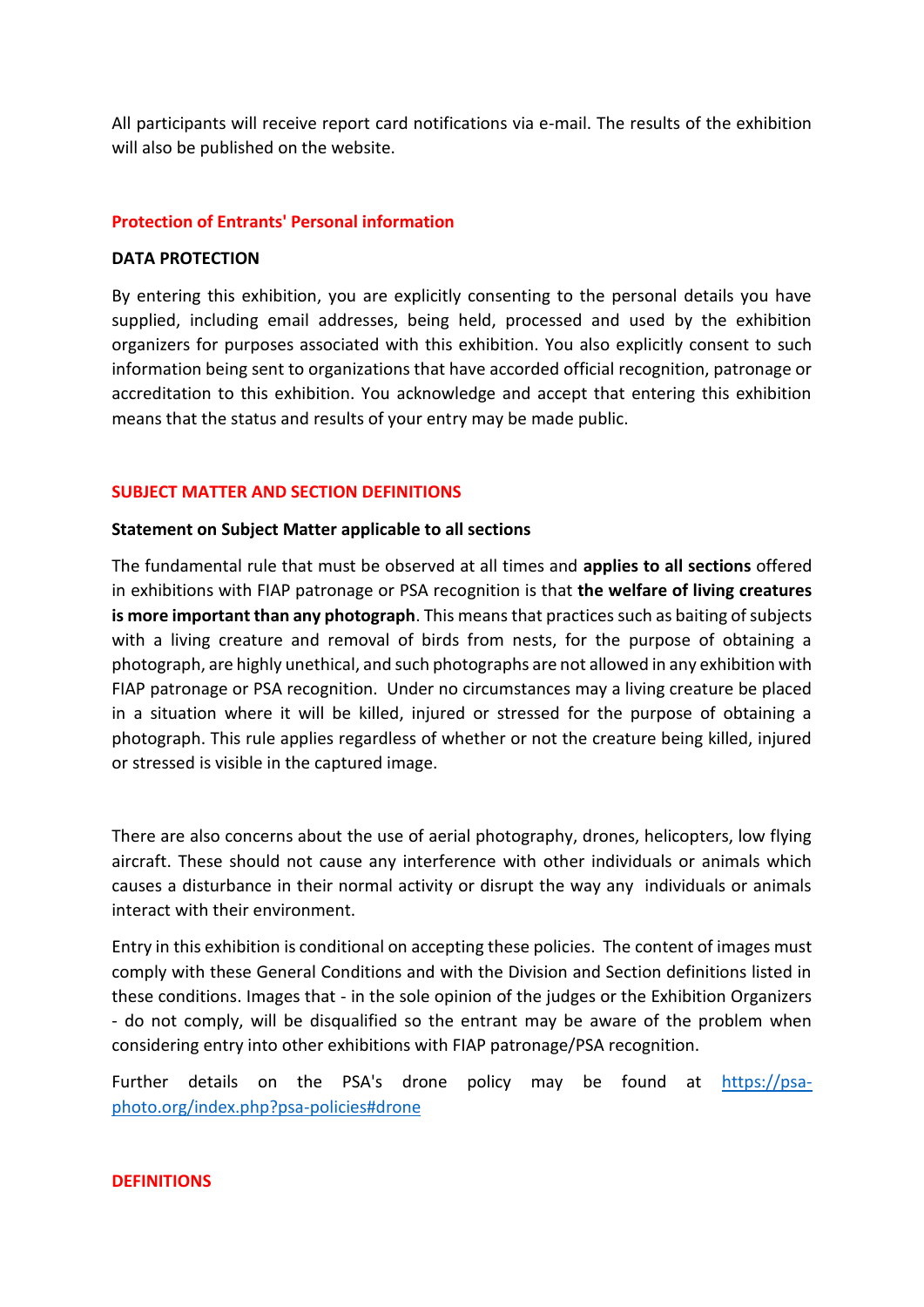All participants will receive report card notifications via e-mail. The results of the exhibition will also be published on the website.

## Protection of Entrants' Personal information

### DATA PROTECTION

By entering this exhibition, you are explicitly consenting to the personal details you have supplied, including email addresses, being held, processed and used by the exhibition organizers for purposes associated with this exhibition. You also explicitly consent to such information being sent to organizations that have accorded official recognition, patronage or accreditation to this exhibition. You acknowledge and accept that entering this exhibition means that the status and results of your entry may be made public.

## SUBJECT MATTER AND SECTION DEFINITIONS

### Statement on Subject Matter applicable to all sections

The fundamental rule that must be observed at all times and **applies to all sections** offered in exhibitions with FIAP patronage or PSA recognition is that **the welfare of living creatures is more important than any photograph**. This means that practices such as baiting of subjects with a living creature and removal of birds from nests, for the purpose of obtaining a photograph, are highly unethical, and such photographs are not allowed in any exhibition with FIAP patronage or PSA recognition. Under no circumstances may a living creature be placed in a situation where it will be killed, injured or stressed for the purpose of obtaining a photograph. This rule applies regardless of whether or not the creature being killed, injured or stressed is visible in the captured image.

There are also concerns about the use of aerial photography, drones, helicopters, low flying aircraft. These should not cause any interference with other individuals or animals which causes a disturbance in their normal activity or disrupt the way any individuals or animals interact with their environment.

Entry in this exhibition is conditional on accepting these policies. The content of images must comply with these General Conditions and with the Division and Section definitions listed in these conditions. Images that - in the sole opinion of the judges or the Exhibition Organizers - do not comply, will be disqualified so the entrant may be aware of the problem when considering entry into other exhibitions with FIAP patronage/PSA recognition.

Further details on the PSA's drone policy may be found at [https://psa-photo.org/index.php?psa-policies#drone](https://psa-photo.org/index.php?psa-policies#drone)

## DEFINITIONS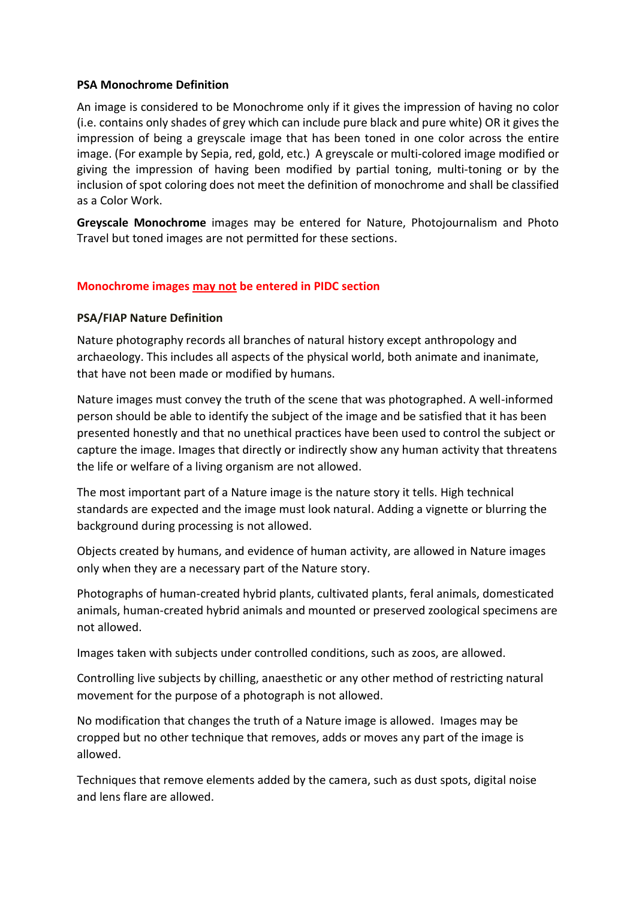**PSA Monochrome Definition**

An image is considered to be Monochrome only if it gives the impression of having no color (i.e. contains only shades of grey which can include pure black and pure white) OR it gives the impression of being a greyscale image that has been toned in one color across the entire image. (For example by Sepia, red, gold, etc.) A greyscale or multi-colored image modified or giving the impression of having been modified by partial toning, multi-toning or by the inclusion of spot coloring does not meet the definition of monochrome and shall be classified as a Color Work.

**Greyscale Monochrome** images may be entered for Nature, Photojournalism and Photo Travel but toned images are not permitted for these sections.

**Monochrome images <u>may not</u> be entered in PIDC section**

**PSA/FIAP Nature Definition**

Nature photography records all branches of natural history except anthropology and archaeology. This includes all aspects of the physical world, both animate and inanimate, that have not been made or modified by humans.

Nature images must convey the truth of the scene that was photographed. A well-informed person should be able to identify the subject of the image and be satisfied that it has been presented honestly and that no unethical practices have been used to control the subject or capture the image. Images that directly or indirectly show any human activity that threatens the life or welfare of a living organism are not allowed.

The most important part of a Nature image is the nature story it tells. High technical standards are expected and the image must look natural. Adding a vignette or blurring the background during processing is not allowed.

Objects created by humans, and evidence of human activity, are allowed in Nature images only when they are a necessary part of the Nature story.

Photographs of human-created hybrid plants, cultivated plants, feral animals, domesticated animals, human-created hybrid animals and mounted or preserved zoological specimens are not allowed.

Images taken with subjects under controlled conditions, such as zoos, are allowed.

Controlling live subjects by chilling, anaesthetic or any other method of restricting natural movement for the purpose of a photograph is not allowed.

No modification that changes the truth of a Nature image is allowed. Images may be cropped but no other technique that removes, adds or moves any part of the image is allowed.

Techniques that remove elements added by the camera, such as dust spots, digital noise and lens flare are allowed.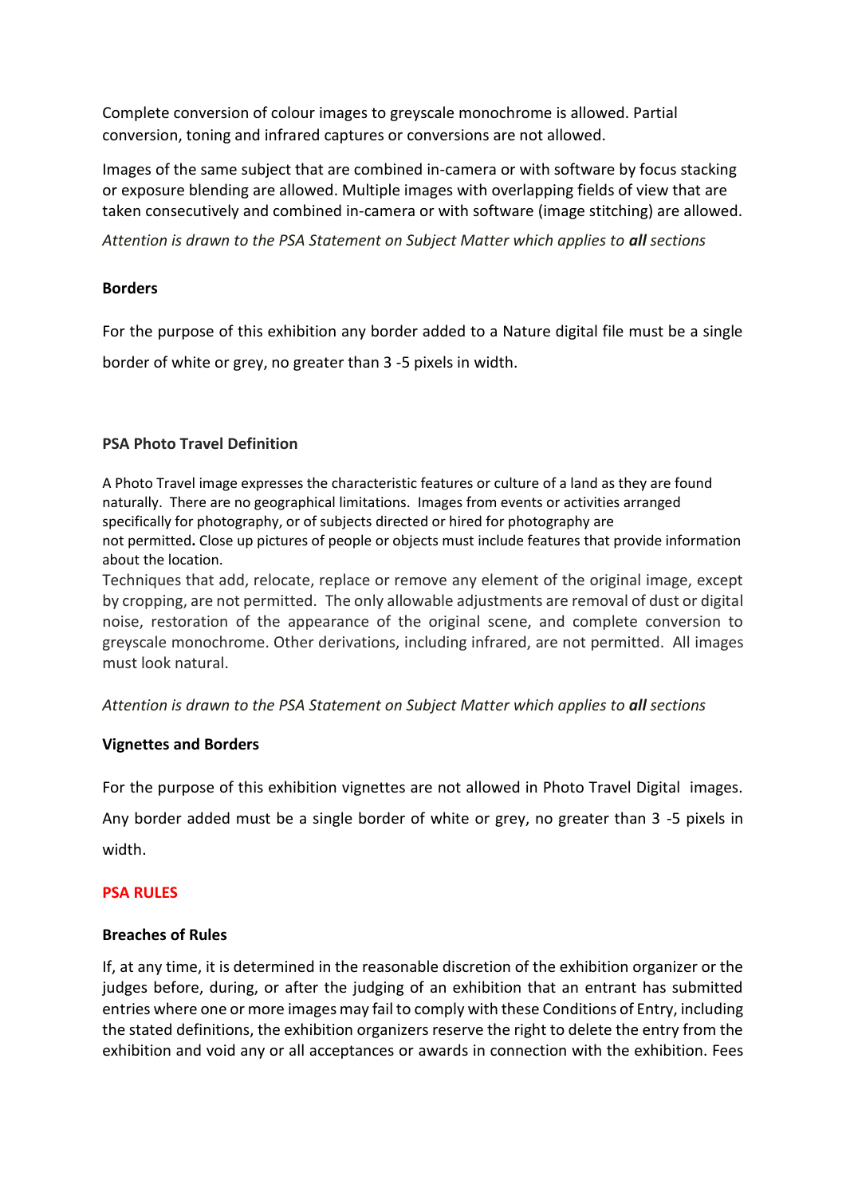Complete conversion of colour images to greyscale monochrome is allowed. Partial conversion, toning and infrared captures or conversions are not allowed.

Images of the same subject that are combined in-camera or with software by focus stacking or exposure blending are allowed. Multiple images with overlapping fields of view that are taken consecutively and combined in-camera or with software (image stitching) are allowed.

*Attention is drawn to the PSA Statement on Subject Matter which applies to* ***all*** *sections*

**Borders**

For the purpose of this exhibition any border added to a Nature digital file must be a single border of white or grey, no greater than 3 -5 pixels in width.

**PSA Photo Travel Definition**

A Photo Travel image expresses the characteristic features or culture of a land as they are found naturally. There are no geographical limitations. Images from events or activities arranged specifically for photography, or of subjects directed or hired for photography are not permitted**.** Close up pictures of people or objects must include features that provide information about the location.

Techniques that add, relocate, replace or remove any element of the original image, except by cropping, are not permitted. The only allowable adjustments are removal of dust or digital noise, restoration of the appearance of the original scene, and complete conversion to greyscale monochrome. Other derivations, including infrared, are not permitted. All images must look natural.

*Attention is drawn to the PSA Statement on Subject Matter which applies to* ***all*** *sections*

**Vignettes and Borders**

For the purpose of this exhibition vignettes are not allowed in Photo Travel Digital images. Any border added must be a single border of white or grey, no greater than 3 -5 pixels in width.

**PSA RULES**

**Breaches of Rules**

If, at any time, it is determined in the reasonable discretion of the exhibition organizer or the judges before, during, or after the judging of an exhibition that an entrant has submitted entries where one or more images may fail to comply with these Conditions of Entry, including the stated definitions, the exhibition organizers reserve the right to delete the entry from the exhibition and void any or all acceptances or awards in connection with the exhibition. Fees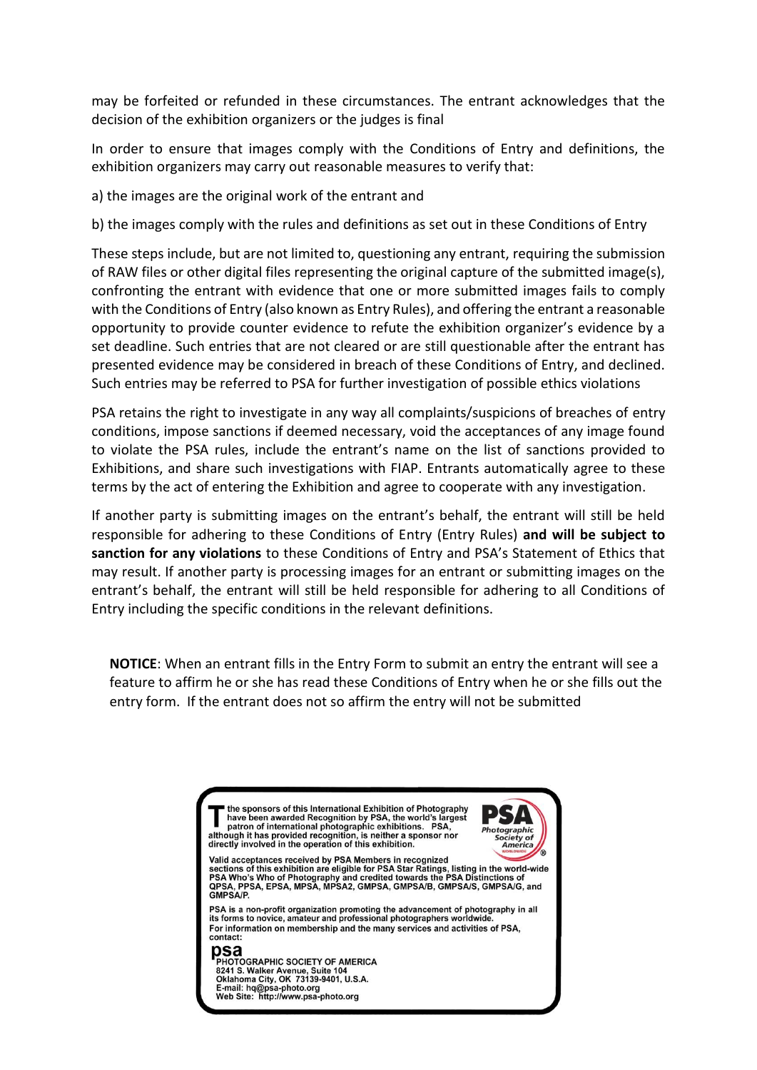may be forfeited or refunded in these circumstances. The entrant acknowledges that the decision of the exhibition organizers or the judges is final

In order to ensure that images comply with the Conditions of Entry and definitions, the exhibition organizers may carry out reasonable measures to verify that:

a) the images are the original work of the entrant and

b) the images comply with the rules and definitions as set out in these Conditions of Entry

These steps include, but are not limited to, questioning any entrant, requiring the submission of RAW files or other digital files representing the original capture of the submitted image(s), confronting the entrant with evidence that one or more submitted images fails to comply with the Conditions of Entry (also known as Entry Rules), and offering the entrant a reasonable opportunity to provide counter evidence to refute the exhibition organizer's evidence by a set deadline. Such entries that are not cleared or are still questionable after the entrant has presented evidence may be considered in breach of these Conditions of Entry, and declined. Such entries may be referred to PSA for further investigation of possible ethics violations

PSA retains the right to investigate in any way all complaints/suspicions of breaches of entry conditions, impose sanctions if deemed necessary, void the acceptances of any image found to violate the PSA rules, include the entrant's name on the list of sanctions provided to Exhibitions, and share such investigations with FIAP. Entrants automatically agree to these terms by the act of entering the Exhibition and agree to cooperate with any investigation.

If another party is submitting images on the entrant's behalf, the entrant will still be held responsible for adhering to these Conditions of Entry (Entry Rules) **and will be subject to sanction for any violations** to these Conditions of Entry and PSA's Statement of Ethics that may result. If another party is processing images for an entrant or submitting images on the entrant's behalf, the entrant will still be held responsible for adhering to all Conditions of Entry including the specific conditions in the relevant definitions.

**NOTICE**: When an entrant fills in the Entry Form to submit an entry the entrant will see a feature to affirm he or she has read these Conditions of Entry when he or she fills out the entry form. If the entrant does not so affirm the entry will not be submitted

The sponsors of this International Exhibition of Photography have been awarded Recognition by PSA, the world's largest patron of international photographic exhibitions. PSA, although it has provided recognition, is neither a sponsor nor directly involved in the operation of this exhibition.

Valid acceptances received by PSA Members in recognized sections of this exhibition are eligible for PSA Star Ratings, listing in the world-wide PSA Who's Who of Photography and credited towards the PSA Distinctions of QPSA, PPSA, EPSA, MPSA, MPSA2, GMPSA, GMPSA/B, GMPSA/S, GMPSA/G, and GMPSA/P.

PSA is a non-profit organization promoting the advancement of photography in all its forms to novice, amateur and professional photographers worldwide.
For information on membership and the many services and activities of PSA, contact:

**psa**
PHOTOGRAPHIC SOCIETY OF AMERICA
8241 S. Walker Avenue, Suite 104
Oklahoma City, OK 73139-9401, U.S.A.
E-mail: hq@psa-photo.org
Web Site: http://www.psa-photo.org